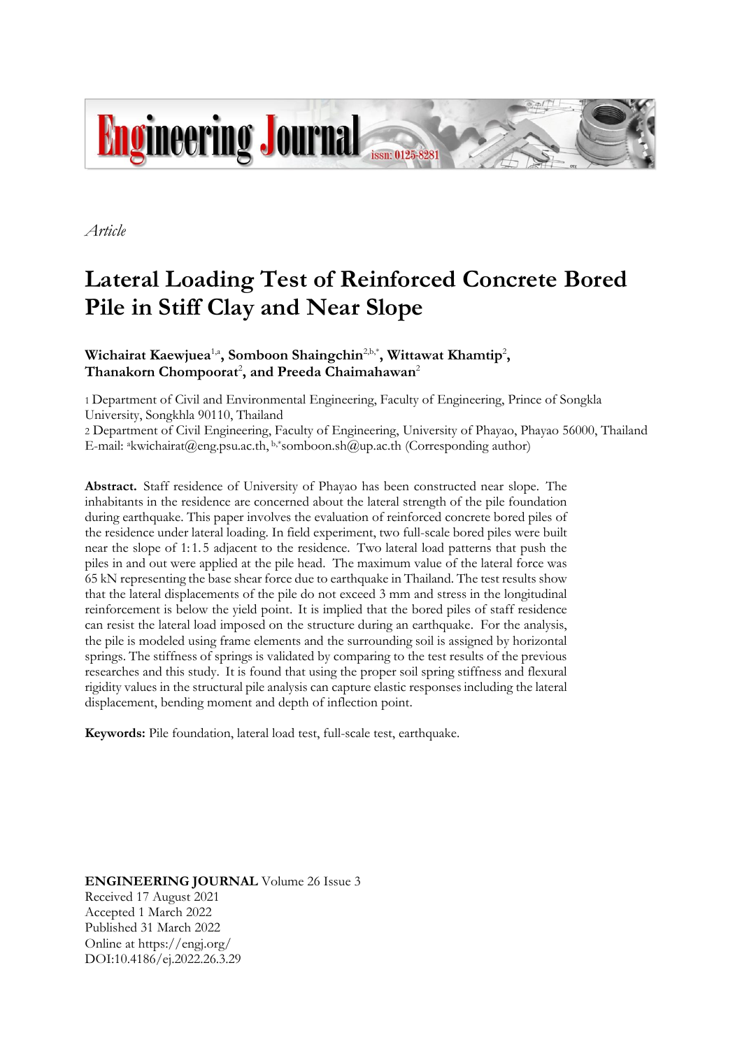*Article*

# Lateral Loading Test of Reinforced Concrete Bored Pile in Stiff Clay and Near Slope

**Wichairat Kaewjuea**[1,a], **Somboon Shaingchin**[2,b,*], **Wittawat Khamtip**[2], **Thanakorn Chompoorat**[2], **and Preeda Chaimahawan**[2]

1 Department of Civil and Environmental Engineering, Faculty of Engineering, Prince of Songkla University, Songkhla 90110, Thailand
2 Department of Civil Engineering, Faculty of Engineering, University of Phayao, Phayao 56000, Thailand
E-mail: [a]kwichairat@eng.psu.ac.th, [b,*]somboon.sh@up.ac.th (Corresponding author)

**Abstract.** Staff residence of University of Phayao has been constructed near slope. The inhabitants in the residence are concerned about the lateral strength of the pile foundation during earthquake. This paper involves the evaluation of reinforced concrete bored piles of the residence under lateral loading. In field experiment, two full-scale bored piles were built near the slope of 1:1.5 adjacent to the residence. Two lateral load patterns that push the piles in and out were applied at the pile head. The maximum value of the lateral force was 65 kN representing the base shear force due to earthquake in Thailand. The test results show that the lateral displacements of the pile do not exceed 3 mm and stress in the longitudinal reinforcement is below the yield point. It is implied that the bored piles of staff residence can resist the lateral load imposed on the structure during an earthquake. For the analysis, the pile is modeled using frame elements and the surrounding soil is assigned by horizontal springs. The stiffness of springs is validated by comparing to the test results of the previous researches and this study. It is found that using the proper soil spring stiffness and flexural rigidity values in the structural pile analysis can capture elastic responses including the lateral displacement, bending moment and depth of inflection point.

**Keywords:** Pile foundation, lateral load test, full-scale test, earthquake.

**ENGINEERING JOURNAL** Volume 26 Issue 3
Received 17 August 2021
Accepted 1 March 2022
Published 31 March 2022
Online at https://engj.org/
DOI:10.4186/ej.2022.26.3.29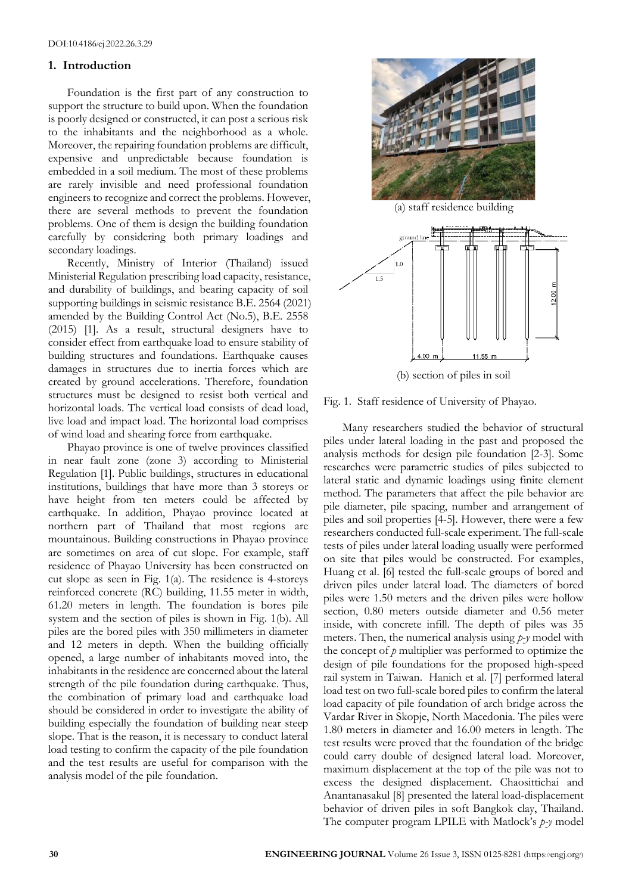## 1. Introduction

Foundation is the first part of any construction to support the structure to build upon. When the foundation is poorly designed or constructed, it can post a serious risk to the inhabitants and the neighborhood as a whole. Moreover, the repairing foundation problems are difficult, expensive and unpredictable because foundation is embedded in a soil medium. The most of these problems are rarely invisible and need professional foundation engineers to recognize and correct the problems. However, there are several methods to prevent the foundation problems. One of them is design the building foundation carefully by considering both primary loadings and secondary loadings.

Recently, Ministry of Interior (Thailand) issued Ministerial Regulation prescribing load capacity, resistance, and durability of buildings, and bearing capacity of soil supporting buildings in seismic resistance B.E. 2564 (2021) amended by the Building Control Act (No.5), B.E. 2558 (2015) [1]. As a result, structural designers have to consider effect from earthquake load to ensure stability of building structures and foundations. Earthquake causes damages in structures due to inertia forces which are created by ground accelerations. Therefore, foundation structures must be designed to resist both vertical and horizontal loads. The vertical load consists of dead load, live load and impact load. The horizontal load comprises of wind load and shearing force from earthquake.

Phayao province is one of twelve provinces classified in near fault zone (zone 3) according to Ministerial Regulation [1]. Public buildings, structures in educational institutions, buildings that have more than 3 storeys or have height from ten meters could be affected by earthquake. In addition, Phayao province located at northern part of Thailand that most regions are mountainous. Building constructions in Phayao province are sometimes on area of cut slope. For example, staff residence of Phayao University has been constructed on cut slope as seen in Fig. 1(a). The residence is 4-storeys reinforced concrete (RC) building, 11.55 meter in width, 61.20 meters in length. The foundation is bores pile system and the section of piles is shown in Fig. 1(b). All piles are the bored piles with 350 millimeters in diameter and 12 meters in depth. When the building officially opened, a large number of inhabitants moved into, the inhabitants in the residence are concerned about the lateral strength of the pile foundation during earthquake. Thus, the combination of primary load and earthquake load should be considered in order to investigate the ability of building especially the foundation of building near steep slope. That is the reason, it is necessary to conduct lateral load testing to confirm the capacity of the pile foundation and the test results are useful for comparison with the analysis model of the pile foundation.

(a) staff residence building

(b) section of piles in soil

Fig. 1. Staff residence of University of Phayao.

Many researchers studied the behavior of structural piles under lateral loading in the past and proposed the analysis methods for design pile foundation [2-3]. Some researches were parametric studies of piles subjected to lateral static and dynamic loadings using finite element method. The parameters that affect the pile behavior are pile diameter, pile spacing, number and arrangement of piles and soil properties [4-5]. However, there were a few researchers conducted full-scale experiment. The full-scale tests of piles under lateral loading usually were performed on site that piles would be constructed. For examples, Huang et al. [6] tested the full-scale groups of bored and driven piles under lateral load. The diameters of bored piles were 1.50 meters and the driven piles were hollow section, 0.80 meters outside diameter and 0.56 meter inside, with concrete infill. The depth of piles was 35 meters. Then, the numerical analysis using *p-y* model with the concept of *p* multiplier was performed to optimize the design of pile foundations for the proposed high-speed rail system in Taiwan. Hanich et al. [7] performed lateral load test on two full-scale bored piles to confirm the lateral load capacity of pile foundation of arch bridge across the Vardar River in Skopje, North Macedonia. The piles were 1.80 meters in diameter and 16.00 meters in length. The test results were proved that the foundation of the bridge could carry double of designed lateral load. Moreover, maximum displacement at the top of the pile was not to excess the designed displacement. Chaosittichai and Anantanasakul [8] presented the lateral load-displacement behavior of driven piles in soft Bangkok clay, Thailand. The computer program LPILE with Matlock's *p-y* model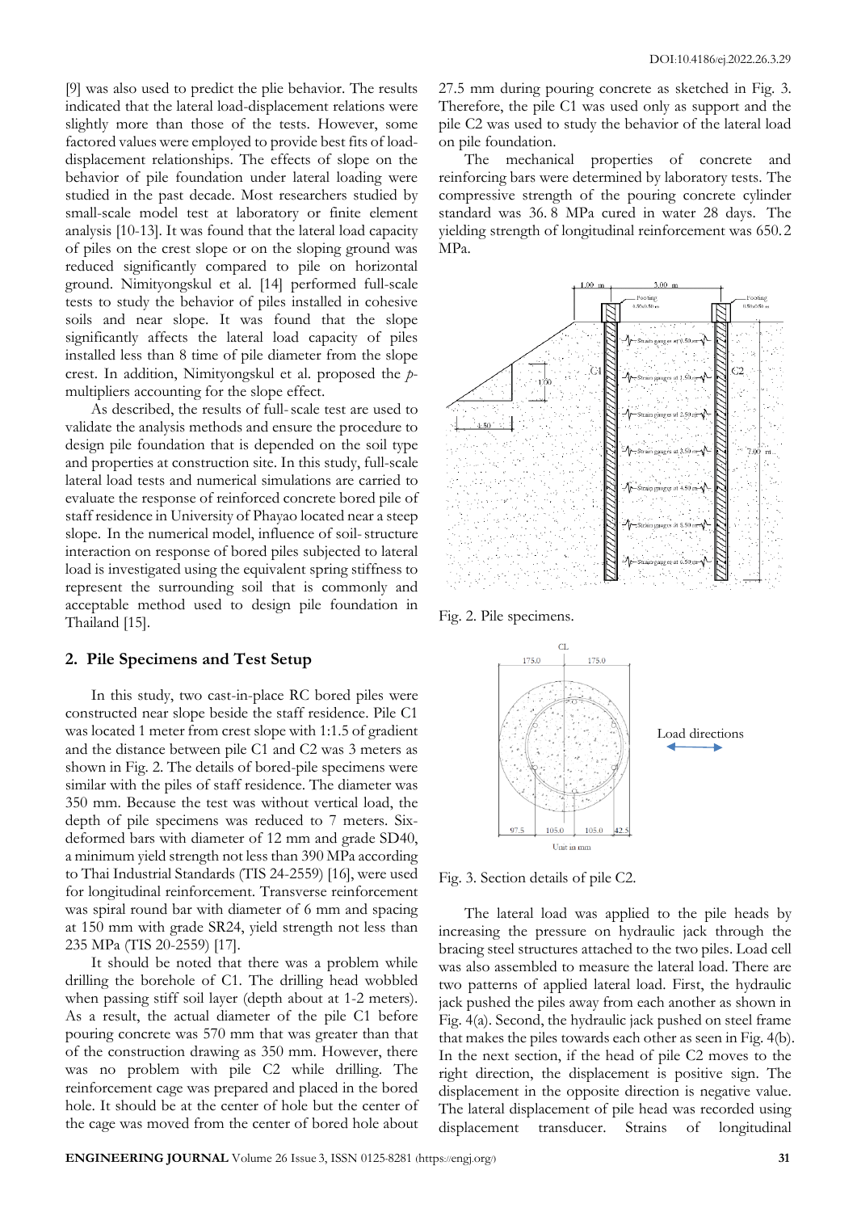[9] was also used to predict the plie behavior. The results indicated that the lateral load-displacement relations were slightly more than those of the tests. However, some factored values were employed to provide best fits of load-displacement relationships. The effects of slope on the behavior of pile foundation under lateral loading were studied in the past decade. Most researchers studied by small-scale model test at laboratory or finite element analysis [10-13]. It was found that the lateral load capacity of piles on the crest slope or on the sloping ground was reduced significantly compared to pile on horizontal ground. Nimityongskul et al. [14] performed full-scale tests to study the behavior of piles installed in cohesive soils and near slope. It was found that the slope significantly affects the lateral load capacity of piles installed less than 8 time of pile diameter from the slope crest. In addition, Nimityongskul et al. proposed the *p*-multipliers accounting for the slope effect.

As described, the results of full-scale test are used to validate the analysis methods and ensure the procedure to design pile foundation that is depended on the soil type and properties at construction site. In this study, full-scale lateral load tests and numerical simulations are carried to evaluate the response of reinforced concrete bored pile of staff residence in University of Phayao located near a steep slope. In the numerical model, influence of soil-structure interaction on response of bored piles subjected to lateral load is investigated using the equivalent spring stiffness to represent the surrounding soil that is commonly and acceptable method used to design pile foundation in Thailand [15].

## 2. Pile Specimens and Test Setup

In this study, two cast-in-place RC bored piles were constructed near slope beside the staff residence. Pile C1 was located 1 meter from crest slope with 1:1.5 of gradient and the distance between pile C1 and C2 was 3 meters as shown in Fig. 2. The details of bored-pile specimens were similar with the piles of staff residence. The diameter was 350 mm. Because the test was without vertical load, the depth of pile specimens was reduced to 7 meters. Six-deformed bars with diameter of 12 mm and grade SD40, a minimum yield strength not less than 390 MPa according to Thai Industrial Standards (TIS 24-2559) [16], were used for longitudinal reinforcement. Transverse reinforcement was spiral round bar with diameter of 6 mm and spacing at 150 mm with grade SR24, yield strength not less than 235 MPa (TIS 20-2559) [17].

It should be noted that there was a problem while drilling the borehole of C1. The drilling head wobbled when passing stiff soil layer (depth about at 1-2 meters). As a result, the actual diameter of the pile C1 before pouring concrete was 570 mm that was greater than that of the construction drawing as 350 mm. However, there was no problem with pile C2 while drilling. The reinforcement cage was prepared and placed in the bored hole. It should be at the center of hole but the center of the cage was moved from the center of bored hole about 27.5 mm during pouring concrete as sketched in Fig. 3. Therefore, the pile C1 was used only as support and the pile C2 was used to study the behavior of the lateral load on pile foundation.

The mechanical properties of concrete and reinforcing bars were determined by laboratory tests. The compressive strength of the pouring concrete cylinder standard was 36.8 MPa cured in water 28 days. The yielding strength of longitudinal reinforcement was 650.2 MPa.

Fig. 2. Pile specimens.

Fig. 3. Section details of pile C2.

The lateral load was applied to the pile heads by increasing the pressure on hydraulic jack through the bracing steel structures attached to the two piles. Load cell was also assembled to measure the lateral load. There are two patterns of applied lateral load. First, the hydraulic jack pushed the piles away from each another as shown in Fig. 4(a). Second, the hydraulic jack pushed on steel frame that makes the piles towards each other as seen in Fig. 4(b). In the next section, if the head of pile C2 moves to the right direction, the displacement is positive sign. The displacement in the opposite direction is negative value. The lateral displacement of pile head was recorded using displacement transducer. Strains of longitudinal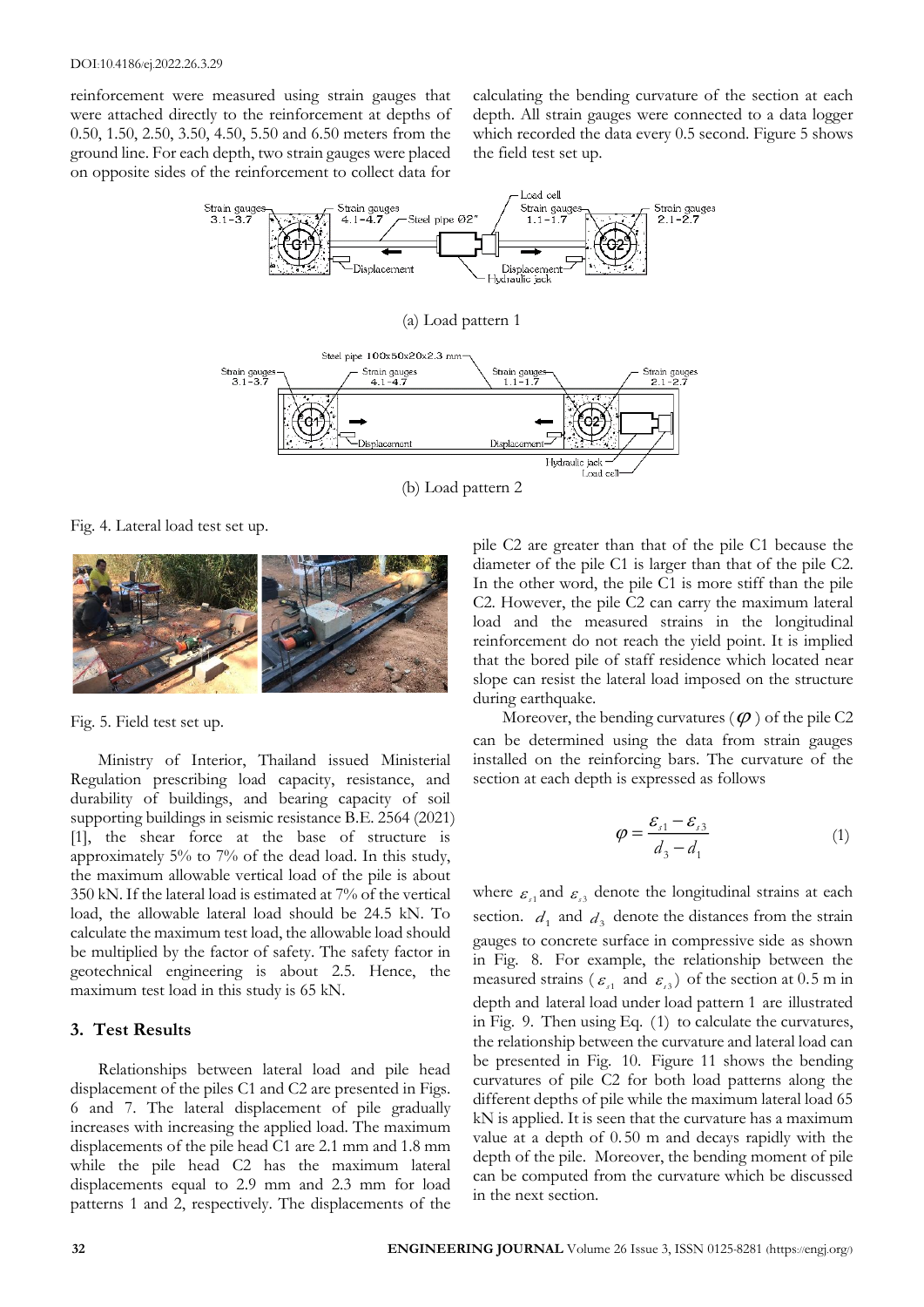reinforcement were measured using strain gauges that were attached directly to the reinforcement at depths of 0.50, 1.50, 2.50, 3.50, 4.50, 5.50 and 6.50 meters from the ground line. For each depth, two strain gauges were placed on opposite sides of the reinforcement to collect data for calculating the bending curvature of the section at each depth. All strain gauges were connected to a data logger which recorded the data every 0.5 second. Figure 5 shows the field test set up.

(a) Load pattern 1

(b) Load pattern 2

Fig. 4. Lateral load test set up.

Fig. 5. Field test set up.

Ministry of Interior, Thailand issued Ministerial Regulation prescribing load capacity, resistance, and durability of buildings, and bearing capacity of soil supporting buildings in seismic resistance B.E. 2564 (2021) [1], the shear force at the base of structure is approximately 5% to 7% of the dead load. In this study, the maximum allowable vertical load of the pile is about 350 kN. If the lateral load is estimated at 7% of the vertical load, the allowable lateral load should be 24.5 kN. To calculate the maximum test load, the allowable load should be multiplied by the factor of safety. The safety factor in geotechnical engineering is about 2.5. Hence, the maximum test load in this study is 65 kN.

## 3. Test Results

Relationships between lateral load and pile head displacement of the piles C1 and C2 are presented in Figs. 6 and 7. The lateral displacement of pile gradually increases with increasing the applied load. The maximum displacements of the pile head C1 are 2.1 mm and 1.8 mm while the pile head C2 has the maximum lateral displacements equal to 2.9 mm and 2.3 mm for load patterns 1 and 2, respectively. The displacements of the pile C2 are greater than that of the pile C1 because the diameter of the pile C1 is larger than that of the pile C2. In the other word, the pile C1 is more stiff than the pile C2. However, the pile C2 can carry the maximum lateral load and the measured strains in the longitudinal reinforcement do not reach the yield point. It is implied that the bored pile of staff residence which located near slope can resist the lateral load imposed on the structure during earthquake.

Moreover, the bending curvatures ($\varphi$) of the pile C2 can be determined using the data from strain gauges installed on the reinforcing bars. The curvature of the section at each depth is expressed as follows

$$\varphi = \frac{\varepsilon_{s1} - \varepsilon_{s3}}{d_3 - d_1} \tag{1}$$

where $\varepsilon_{s1}$ and $\varepsilon_{s3}$ denote the longitudinal strains at each section. $d_1$ and $d_3$ denote the distances from the strain gauges to concrete surface in compressive side as shown in Fig. 8. For example, the relationship between the measured strains ($\varepsilon_{s1}$ and $\varepsilon_{s3}$) of the section at 0.5 m in depth and lateral load under load pattern 1 are illustrated in Fig. 9. Then using Eq. (1) to calculate the curvatures, the relationship between the curvature and lateral load can be presented in Fig. 10. Figure 11 shows the bending curvatures of pile C2 for both load patterns along the different depths of pile while the maximum lateral load 65 kN is applied. It is seen that the curvature has a maximum value at a depth of 0.50 m and decays rapidly with the depth of the pile. Moreover, the bending moment of pile can be computed from the curvature which be discussed in the next section.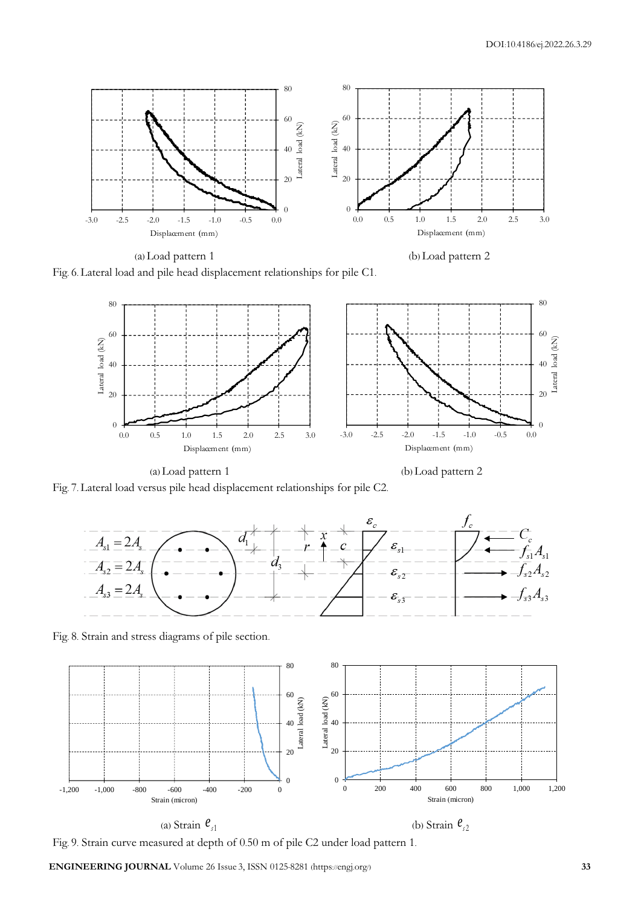(a) Load pattern 1

(b) Load pattern 2

Fig. 6. Lateral load and pile head displacement relationships for pile C1.

(a) Load pattern 1

(b) Load pattern 2

Fig. 7. Lateral load versus pile head displacement relationships for pile C2.

Fig. 8. Strain and stress diagrams of pile section.

(a) Strain $e_{s1}$

(b) Strain $e_{s2}$

Fig. 9. Strain curve measured at depth of 0.50 m of pile C2 under load pattern 1.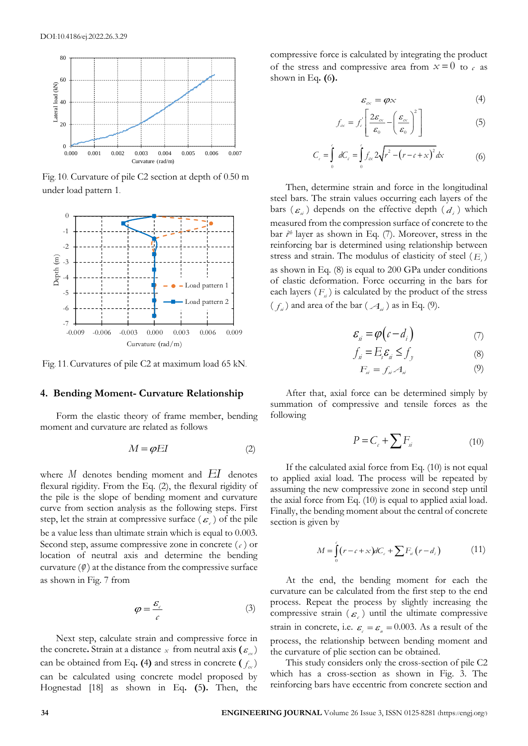Fig. 10. Curvature of pile C2 section at depth of 0.50 m under load pattern 1.

Fig. 11. Curvatures of pile C2 at maximum load 65 kN.

## 4. Bending Moment- Curvature Relationship

Form the elastic theory of frame member, bending moment and curvature are related as follows

$$M = \varphi EI \tag{2}$$

where $M$ denotes bending moment and $EI$ denotes flexural rigidity. From the Eq. (2), the flexural rigidity of the pile is the slope of bending moment and curvature curve from section analysis as the following steps. First step, let the strain at compressive surface ($\varepsilon_c$) of the pile be a value less than ultimate strain which is equal to 0.003. Second step, assume compressive zone in concrete ($c$) or location of neutral axis and determine the bending curvature ($\varphi$) at the distance from the compressive surface as shown in Fig. 7 from

$$\varphi = \frac{\varepsilon_c}{c} \tag{3}$$

Next step, calculate strain and compressive force in the concrete. Strain at a distance $x$ from neutral axis ($\varepsilon_{cx}$) can be obtained from Eq. **(4)** and stress in concrete ($f_{cx}$) can be calculated using concrete model proposed by Hognestad [18] as shown in Eq. **(5).** Then, the compressive force is calculated by integrating the product of the stress and compressive area from $x = 0$ to $c$ as shown in Eq. **(6).**

$$\varepsilon_{cx} = \varphi x \tag{4}$$

$$f_{cx} = f_c' \left[ \frac{2\varepsilon_{cx}}{\varepsilon_0} - \left( \frac{\varepsilon_{cx}}{\varepsilon_0} \right)^2 \right] \tag{5}$$

$$C_c = \int_0^c dC_c = \int_0^c f_{cx} 2\sqrt{r^2 - (r - c + x)^2}\, dx \tag{6}$$

Then, determine strain and force in the longitudinal steel bars. The strain values occurring each layers of the bars ($\varepsilon_{si}$) depends on the effective depth ($d_i$) which measured from the compression surface of concrete to the bar $i^{th}$ layer as shown in Eq. (7). Moreover, stress in the reinforcing bar is determined using relationship between stress and strain. The modulus of elasticity of steel ($E_s$) as shown in Eq. (8) is equal to 200 GPa under conditions of elastic deformation. Force occurring in the bars for each layers ($F_{si}$) is calculated by the product of the stress ($f_{si}$) and area of the bar ($A_{si}$) as in Eq. (9).

$$\varepsilon_{si} = \varphi (c - d_i) \tag{7}$$

$$f_{si} = E_s \varepsilon_{si} \leq f_y \tag{8}$$

$$F_{si} = f_{si} A_{si} \tag{9}$$

After that, axial force can be determined simply by summation of compressive and tensile forces as the following

$$P = C_c + \sum F_{si} \tag{10}$$

If the calculated axial force from Eq. (10) is not equal to applied axial load. The process will be repeated by assuming the new compressive zone in second step until the axial force from Eq. (10) is equal to applied axial load. Finally, the bending moment about the central of concrete section is given by

$$M = \int_0^c (r - c + x) dC_c + \sum F_{si} (r - d_i) \tag{11}$$

At the end, the bending moment for each the curvature can be calculated from the first step to the end process. Repeat the process by slightly increasing the compressive strain ($\varepsilon_c$) until the ultimate compressive strain in concrete, i.e. $\varepsilon_c = \varepsilon_u = 0.003$. As a result of the process, the relationship between bending moment and the curvature of plie section can be obtained.

This study considers only the cross-section of pile C2 which has a cross-section as shown in Fig. 3. The reinforcing bars have eccentric from concrete section and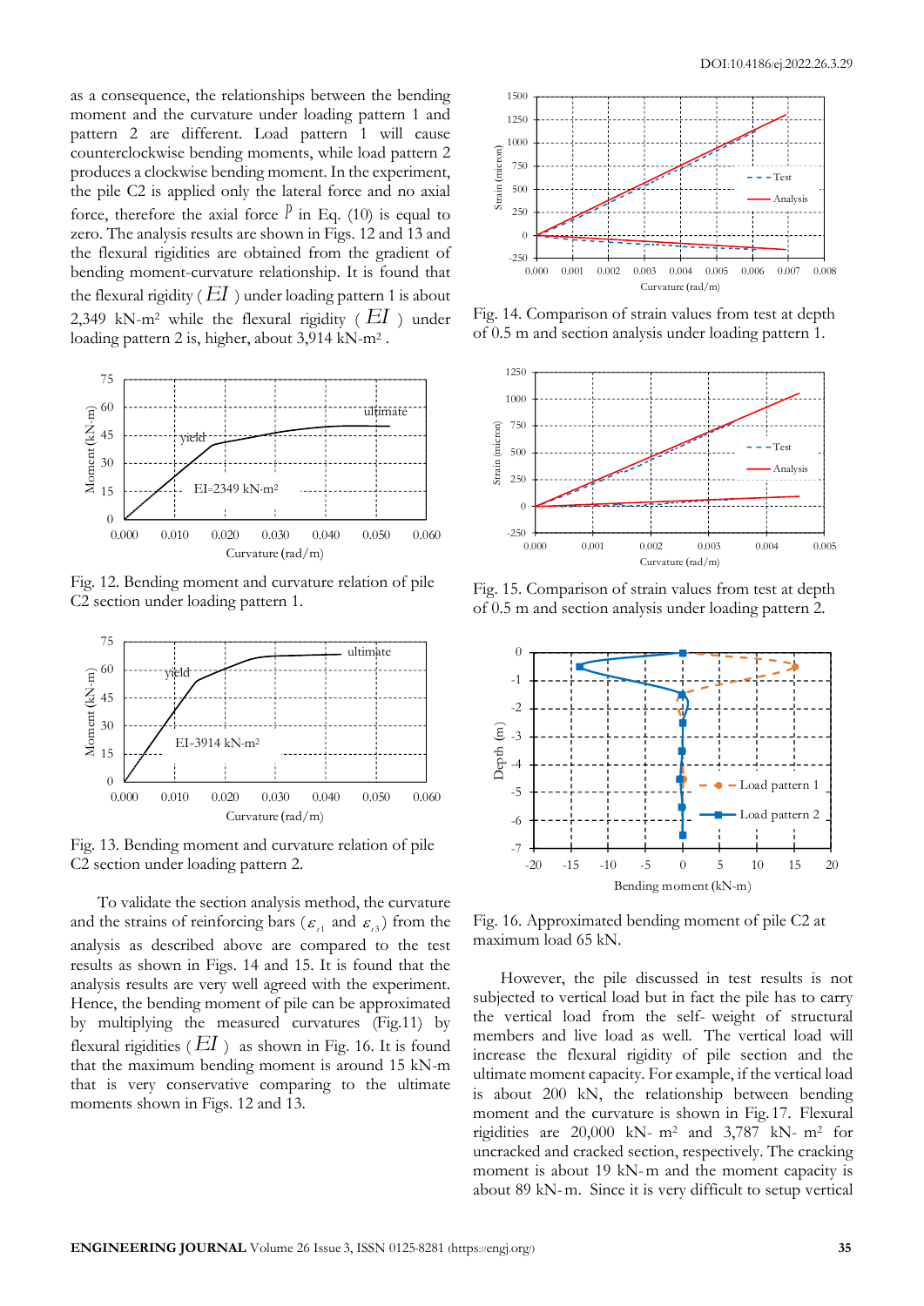as a consequence, the relationships between the bending moment and the curvature under loading pattern 1 and pattern 2 are different. Load pattern 1 will cause counterclockwise bending moments, while load pattern 2 produces a clockwise bending moment. In the experiment, the pile C2 is applied only the lateral force and no axial force, therefore the axial force $P$ in Eq. (10) is equal to zero. The analysis results are shown in Figs. 12 and 13 and the flexural rigidities are obtained from the gradient of bending moment-curvature relationship. It is found that the flexural rigidity ( $EI$ ) under loading pattern 1 is about 2,349 kN-m$^2$ while the flexural rigidity ( $EI$ ) under loading pattern 2 is, higher, about 3,914 kN-m$^2$ .

Fig. 12. Bending moment and curvature relation of pile C2 section under loading pattern 1.

Fig. 13. Bending moment and curvature relation of pile C2 section under loading pattern 2.

To validate the section analysis method, the curvature and the strains of reinforcing bars ($\varepsilon_{s1}$ and $\varepsilon_{s3}$) from the analysis as described above are compared to the test results as shown in Figs. 14 and 15. It is found that the analysis results are very well agreed with the experiment. Hence, the bending moment of pile can be approximated by multiplying the measured curvatures (Fig.11) by flexural rigidities ( $EI$ ) as shown in Fig. 16. It is found that the maximum bending moment is around 15 kN-m that is very conservative comparing to the ultimate moments shown in Figs. 12 and 13.

Fig. 14. Comparison of strain values from test at depth of 0.5 m and section analysis under loading pattern 1.

Fig. 15. Comparison of strain values from test at depth of 0.5 m and section analysis under loading pattern 2.

Fig. 16. Approximated bending moment of pile C2 at maximum load 65 kN.

However, the pile discussed in test results is not subjected to vertical load but in fact the pile has to carry the vertical load from the self- weight of structural members and live load as well. The vertical load will increase the flexural rigidity of pile section and the ultimate moment capacity. For example, if the vertical load is about 200 kN, the relationship between bending moment and the curvature is shown in Fig.17. Flexural rigidities are 20,000 kN- m$^2$ and 3,787 kN- m$^2$ for uncracked and cracked section, respectively. The cracking moment is about 19 kN-m and the moment capacity is about 89 kN-m. Since it is very difficult to setup vertical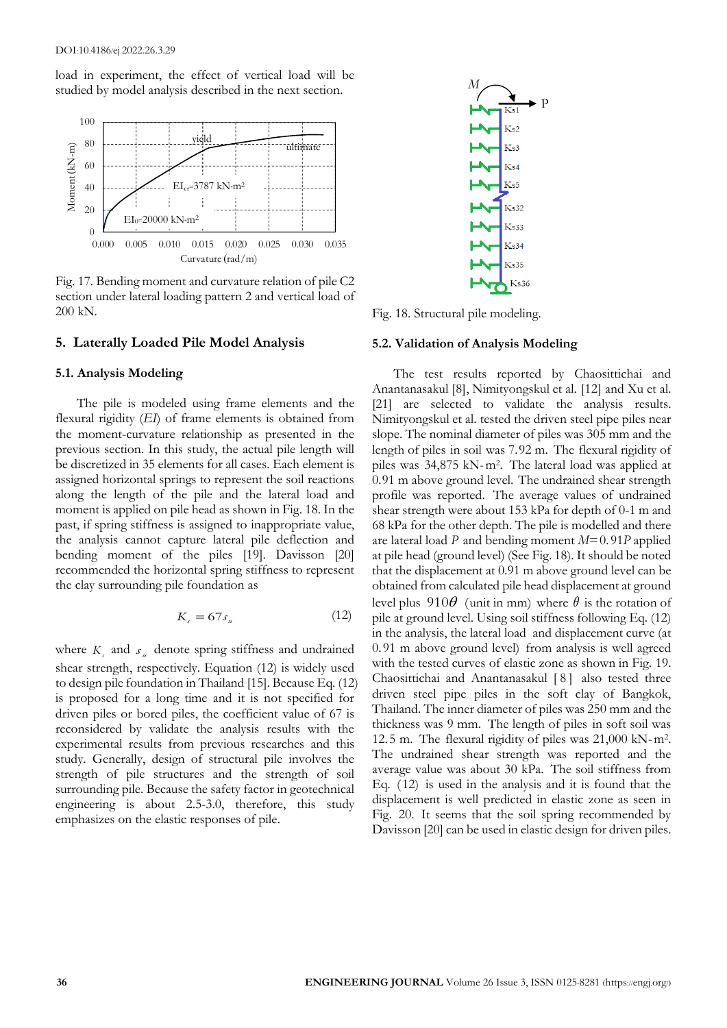load in experiment, the effect of vertical load will be studied by model analysis described in the next section.

Fig. 17. Bending moment and curvature relation of pile C2 section under lateral loading pattern 2 and vertical load of 200 kN.

## 5. Laterally Loaded Pile Model Analysis

### 5.1. Analysis Modeling

The pile is modeled using frame elements and the flexural rigidity (*EI*) of frame elements is obtained from the moment-curvature relationship as presented in the previous section. In this study, the actual pile length will be discretized in 35 elements for all cases. Each element is assigned horizontal springs to represent the soil reactions along the length of the pile and the lateral load and moment is applied on pile head as shown in Fig. 18. In the past, if spring stiffness is assigned to inappropriate value, the analysis cannot capture lateral pile deflection and bending moment of the piles [19]. Davisson [20] recommended the horizontal spring stiffness to represent the clay surrounding pile foundation as

$$K_s = 67 s_u \tag{12}$$

where $K_s$ and $s_u$ denote spring stiffness and undrained shear strength, respectively. Equation (12) is widely used to design pile foundation in Thailand [15]. Because Eq. (12) is proposed for a long time and it is not specified for driven piles or bored piles, the coefficient value of 67 is reconsidered by validate the analysis results with the experimental results from previous researches and this study. Generally, design of structural pile involves the strength of pile structures and the strength of soil surrounding pile. Because the safety factor in geotechnical engineering is about 2.5-3.0, therefore, this study emphasizes on the elastic responses of pile.

Fig. 18. Structural pile modeling.

### 5.2. Validation of Analysis Modeling

The test results reported by Chaosittichai and Anantanasakul [8], Nimityongskul et al. [12] and Xu et al. [21] are selected to validate the analysis results. Nimityongskul et al. tested the driven steel pipe piles near slope. The nominal diameter of piles was 305 mm and the length of piles in soil was 7.92 m. The flexural rigidity of piles was 34,875 kN-m². The lateral load was applied at 0.91 m above ground level. The undrained shear strength profile was reported. The average values of undrained shear strength were about 153 kPa for depth of 0-1 m and 68 kPa for the other depth. The pile is modelled and there are lateral load $P$ and bending moment $M = 0.91P$ applied at pile head (ground level) (See Fig. 18). It should be noted that the displacement at 0.91 m above ground level can be obtained from calculated pile head displacement at ground level plus $910\theta$ (unit in mm) where $\theta$ is the rotation of pile at ground level. Using soil stiffness following Eq. (12) in the analysis, the lateral load and displacement curve (at 0.91 m above ground level) from analysis is well agreed with the tested curves of elastic zone as shown in Fig. 19. Chaosittichai and Anantanasakul [8] also tested three driven steel pipe piles in the soft clay of Bangkok, Thailand. The inner diameter of piles was 250 mm and the thickness was 9 mm. The length of piles in soft soil was 12.5 m. The flexural rigidity of piles was 21,000 kN-m². The undrained shear strength was reported and the average value was about 30 kPa. The soil stiffness from Eq. (12) is used in the analysis and it is found that the displacement is well predicted in elastic zone as seen in Fig. 20. It seems that the soil spring recommended by Davisson [20] can be used in elastic design for driven piles.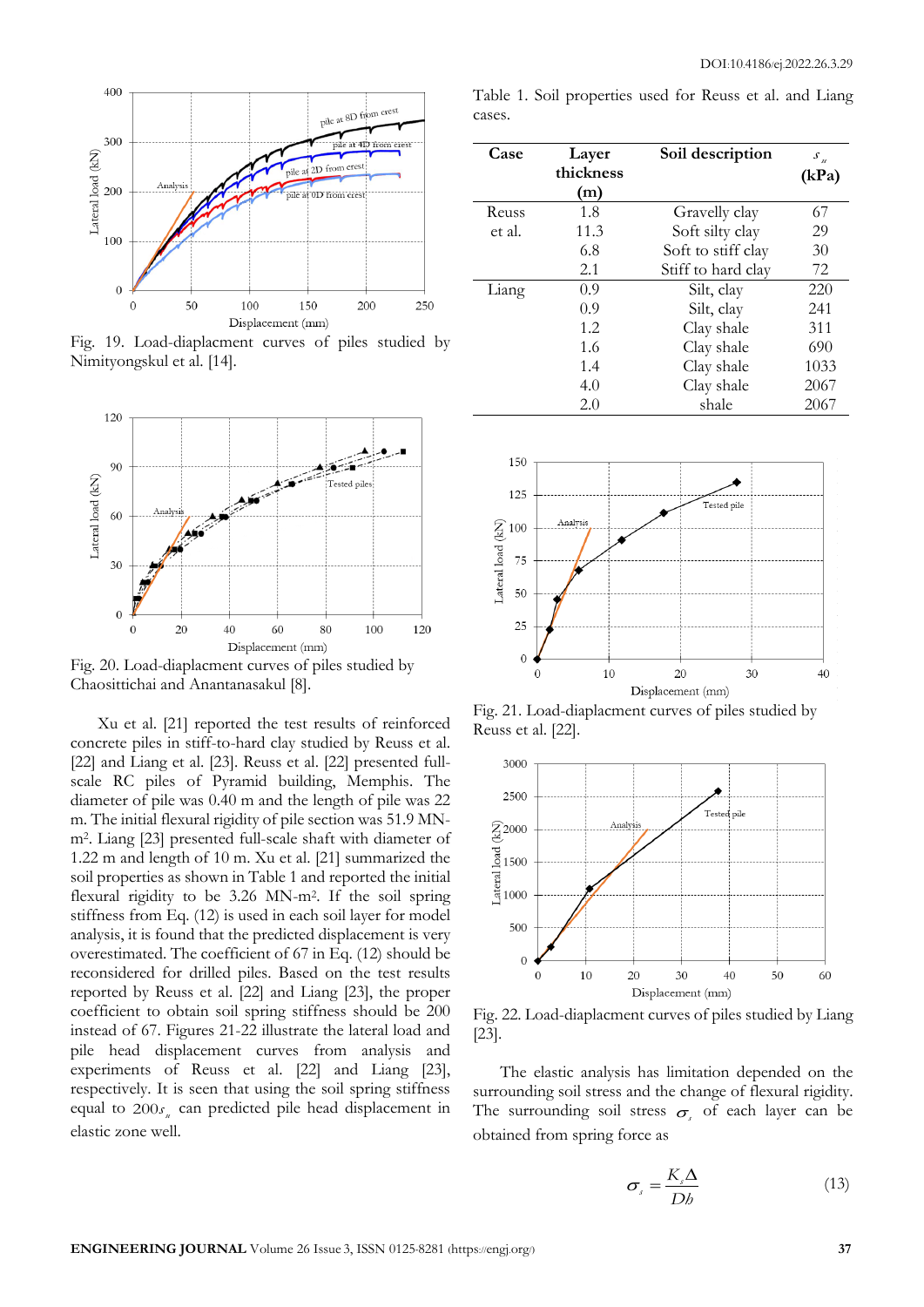Fig. 19. Load-diaplacment curves of piles studied by Nimityongskul et al. [14].

Fig. 20. Load-diaplacment curves of piles studied by Chaosittichai and Anantanasakul [8].

Xu et al. [21] reported the test results of reinforced concrete piles in stiff-to-hard clay studied by Reuss et al. [22] and Liang et al. [23]. Reuss et al. [22] presented full-scale RC piles of Pyramid building, Memphis. The diameter of pile was 0.40 m and the length of pile was 22 m. The initial flexural rigidity of pile section was 51.9 MN-m². Liang [23] presented full-scale shaft with diameter of 1.22 m and length of 10 m. Xu et al. [21] summarized the soil properties as shown in Table 1 and reported the initial flexural rigidity to be 3.26 MN-m². If the soil spring stiffness from Eq. (12) is used in each soil layer for model analysis, it is found that the predicted displacement is very overestimated. The coefficient of 67 in Eq. (12) should be reconsidered for drilled piles. Based on the test results reported by Reuss et al. [22] and Liang [23], the proper coefficient to obtain soil spring stiffness should be 200 instead of 67. Figures 21-22 illustrate the lateral load and pile head displacement curves from analysis and experiments of Reuss et al. [22] and Liang [23], respectively. It is seen that using the soil spring stiffness equal to $200s_u$ can predicted pile head displacement in elastic zone well.

Table 1. Soil properties used for Reuss et al. and Liang cases.

| Case | Layer thickness (m) | Soil description | $s_u$ (kPa) |
|---|---|---|---|
| Reuss et al. | 1.8 | Gravelly clay | 67 |
| | 11.3 | Soft silty clay | 29 |
| | 6.8 | Soft to stiff clay | 30 |
| | 2.1 | Stiff to hard clay | 72 |
| Liang | 0.9 | Silt, clay | 220 |
| | 0.9 | Silt, clay | 241 |
| | 1.2 | Clay shale | 311 |
| | 1.6 | Clay shale | 690 |
| | 1.4 | Clay shale | 1033 |
| | 4.0 | Clay shale | 2067 |
| | 2.0 | shale | 2067 |

Fig. 21. Load-diaplacment curves of piles studied by Reuss et al. [22].

Fig. 22. Load-diaplacment curves of piles studied by Liang [23].

The elastic analysis has limitation depended on the surrounding soil stress and the change of flexural rigidity. The surrounding soil stress $\sigma_s$ of each layer can be obtained from spring force as

$$\sigma_s = \frac{K_s \Delta}{Db} \tag{13}$$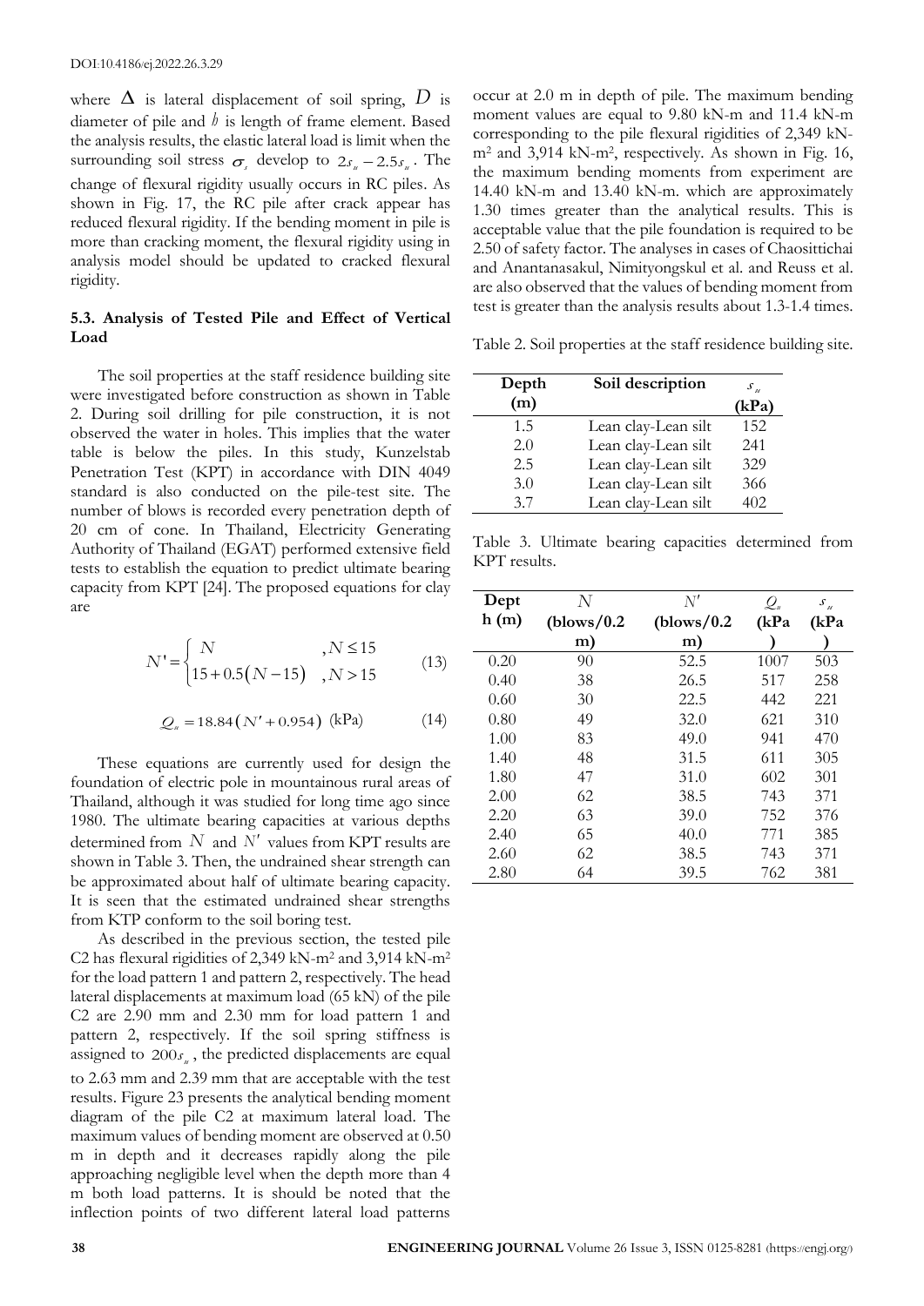where $\Delta$ is lateral displacement of soil spring, $D$ is diameter of pile and $h$ is length of frame element. Based the analysis results, the elastic lateral load is limit when the surrounding soil stress $\sigma_s$ develop to $2s_u - 2.5s_u$. The change of flexural rigidity usually occurs in RC piles. As shown in Fig. 17, the RC pile after crack appear has reduced flexural rigidity. If the bending moment in pile is more than cracking moment, the flexural rigidity using in analysis model should be updated to cracked flexural rigidity.

### 5.3. Analysis of Tested Pile and Effect of Vertical Load

The soil properties at the staff residence building site were investigated before construction as shown in Table 2. During soil drilling for pile construction, it is not observed the water in holes. This implies that the water table is below the piles. In this study, Kunzelstab Penetration Test (KPT) in accordance with DIN 4049 standard is also conducted on the pile-test site. The number of blows is recorded every penetration depth of 20 cm of cone. In Thailand, Electricity Generating Authority of Thailand (EGAT) performed extensive field tests to establish the equation to predict ultimate bearing capacity from KPT [24]. The proposed equations for clay are

$$N' = \begin{cases} N & , N \leq 15 \\ 15 + 0.5(N - 15) & , N > 15 \end{cases} \tag{13}$$

$$Q_u = 18.84(N' + 0.954) \text{ (kPa)} \tag{14}$$

These equations are currently used for design the foundation of electric pole in mountainous rural areas of Thailand, although it was studied for long time ago since 1980. The ultimate bearing capacities at various depths determined from $N$ and $N'$ values from KPT results are shown in Table 3. Then, the undrained shear strength can be approximated about half of ultimate bearing capacity. It is seen that the estimated undrained shear strengths from KTP conform to the soil boring test.

As described in the previous section, the tested pile C2 has flexural rigidities of 2,349 kN-m$^2$ and 3,914 kN-m$^2$ for the load pattern 1 and pattern 2, respectively. The head lateral displacements at maximum load (65 kN) of the pile C2 are 2.90 mm and 2.30 mm for load pattern 1 and pattern 2, respectively. If the soil spring stiffness is assigned to $200s_u$, the predicted displacements are equal to 2.63 mm and 2.39 mm that are acceptable with the test results. Figure 23 presents the analytical bending moment diagram of the pile C2 at maximum lateral load. The maximum values of bending moment are observed at 0.50 m in depth and it decreases rapidly along the pile approaching negligible level when the depth more than 4 m both load patterns. It is should be noted that the inflection points of two different lateral load patterns occur at 2.0 m in depth of pile. The maximum bending moment values are equal to 9.80 kN-m and 11.4 kN-m corresponding to the pile flexural rigidities of 2,349 kN-m$^2$ and 3,914 kN-m$^2$, respectively. As shown in Fig. 16, the maximum bending moments from experiment are 14.40 kN-m and 13.40 kN-m. which are approximately 1.30 times greater than the analytical results. This is acceptable value that the pile foundation is required to be 2.50 of safety factor. The analyses in cases of Chaosittichai and Anantanasakul, Nimityongskul et al. and Reuss et al. are also observed that the values of bending moment from test is greater than the analysis results about 1.3-1.4 times.

Table 2. Soil properties at the staff residence building site.

| Depth (m) | Soil description | $s_u$ (kPa) |
|---|---|---|
| 1.5 | Lean clay-Lean silt | 152 |
| 2.0 | Lean clay-Lean silt | 241 |
| 2.5 | Lean clay-Lean silt | 329 |
| 3.0 | Lean clay-Lean silt | 366 |
| 3.7 | Lean clay-Lean silt | 402 |

Table 3. Ultimate bearing capacities determined from KPT results.

| Depth (m) | $N$ (blows/0.2 m) | $N'$ (blows/0.2 m) | $Q_u$ (kPa) | $s_u$ (kPa) |
|---|---|---|---|---|
| 0.20 | 90 | 52.5 | 1007 | 503 |
| 0.40 | 38 | 26.5 | 517 | 258 |
| 0.60 | 30 | 22.5 | 442 | 221 |
| 0.80 | 49 | 32.0 | 621 | 310 |
| 1.00 | 83 | 49.0 | 941 | 470 |
| 1.40 | 48 | 31.5 | 611 | 305 |
| 1.80 | 47 | 31.0 | 602 | 301 |
| 2.00 | 62 | 38.5 | 743 | 371 |
| 2.20 | 63 | 39.0 | 752 | 376 |
| 2.40 | 65 | 40.0 | 771 | 385 |
| 2.60 | 62 | 38.5 | 743 | 371 |
| 2.80 | 64 | 39.5 | 762 | 381 |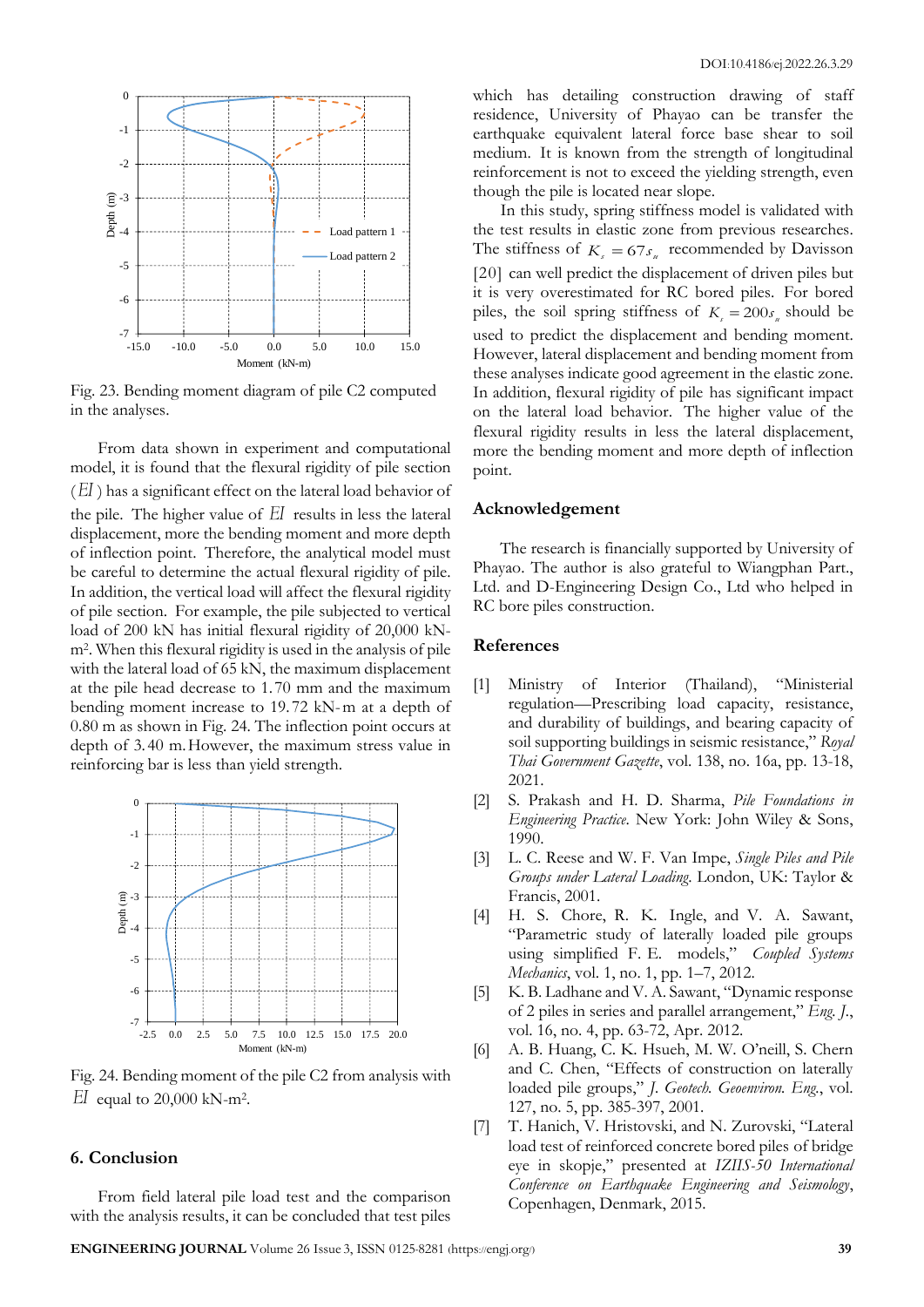Fig. 23. Bending moment diagram of pile C2 computed in the analyses.

From data shown in experiment and computational model, it is found that the flexural rigidity of pile section ($EI$) has a significant effect on the lateral load behavior of the pile. The higher value of $EI$ results in less the lateral displacement, more the bending moment and more depth of inflection point. Therefore, the analytical model must be careful to determine the actual flexural rigidity of pile. In addition, the vertical load will affect the flexural rigidity of pile section. For example, the pile subjected to vertical load of 200 kN has initial flexural rigidity of 20,000 kN-m$^2$. When this flexural rigidity is used in the analysis of pile with the lateral load of 65 kN, the maximum displacement at the pile head decrease to 1.70 mm and the maximum bending moment increase to 19.72 kN-m at a depth of 0.80 m as shown in Fig. 24. The inflection point occurs at depth of 3.40 m. However, the maximum stress value in reinforcing bar is less than yield strength.

Fig. 24. Bending moment of the pile C2 from analysis with $EI$ equal to 20,000 kN-m$^2$.

## 6. Conclusion

From field lateral pile load test and the comparison with the analysis results, it can be concluded that test piles which has detailing construction drawing of staff residence, University of Phayao can be transfer the earthquake equivalent lateral force base shear to soil medium. It is known from the strength of longitudinal reinforcement is not to exceed the yielding strength, even though the pile is located near slope.

In this study, spring stiffness model is validated with the test results in elastic zone from previous researches. The stiffness of $K_s = 67s_u$ recommended by Davisson [20] can well predict the displacement of driven piles but it is very overestimated for RC bored piles. For bored piles, the soil spring stiffness of $K_s = 200s_u$ should be used to predict the displacement and bending moment. However, lateral displacement and bending moment from these analyses indicate good agreement in the elastic zone. In addition, flexural rigidity of pile has significant impact on the lateral load behavior. The higher value of the flexural rigidity results in less the lateral displacement, more the bending moment and more depth of inflection point.

## Acknowledgement

The research is financially supported by University of Phayao. The author is also grateful to Wiangphan Part., Ltd. and D-Engineering Design Co., Ltd who helped in RC bore piles construction.

## References

[1] Ministry of Interior (Thailand), "Ministerial regulation—Prescribing load capacity, resistance, and durability of buildings, and bearing capacity of soil supporting buildings in seismic resistance," *Royal Thai Government Gazette*, vol. 138, no. 16a, pp. 13-18, 2021.

[2] S. Prakash and H. D. Sharma, *Pile Foundations in Engineering Practice*. New York: John Wiley & Sons, 1990.

[3] L. C. Reese and W. F. Van Impe, *Single Piles and Pile Groups under Lateral Loading*. London, UK: Taylor & Francis, 2001.

[4] H. S. Chore, R. K. Ingle, and V. A. Sawant, "Parametric study of laterally loaded pile groups using simplified F. E. models," *Coupled Systems Mechanics*, vol. 1, no. 1, pp. 1–7, 2012.

[5] K. B. Ladhane and V. A. Sawant, "Dynamic response of 2 piles in series and parallel arrangement," *Eng. J.*, vol. 16, no. 4, pp. 63-72, Apr. 2012.

[6] A. B. Huang, C. K. Hsueh, M. W. O'neill, S. Chern and C. Chen, "Effects of construction on laterally loaded pile groups," *J. Geotech. Geoenviron. Eng.*, vol. 127, no. 5, pp. 385-397, 2001.

[7] T. Hanich, V. Hristovski, and N. Zurovski, "Lateral load test of reinforced concrete bored piles of bridge eye in skopje," presented at *IZIIS-50 International Conference on Earthquake Engineering and Seismology*, Copenhagen, Denmark, 2015.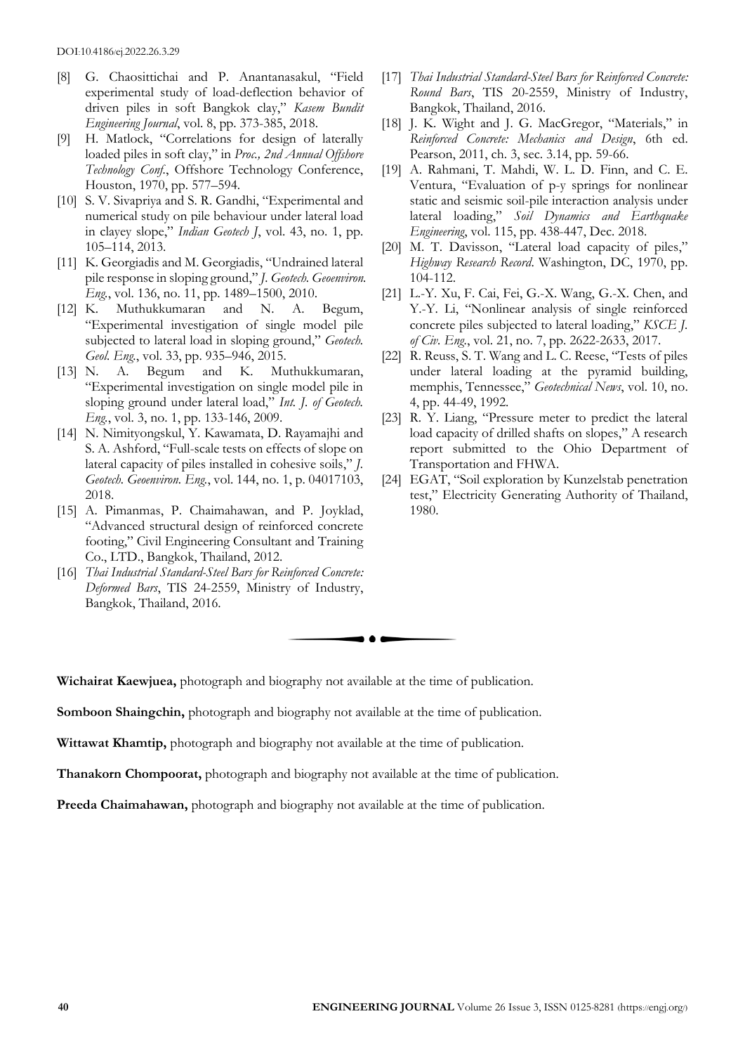[8] G. Chaosittichai and P. Anantanasakul, "Field experimental study of load-deflection behavior of driven piles in soft Bangkok clay," *Kasem Bundit Engineering Journal*, vol. 8, pp. 373-385, 2018.

[9] H. Matlock, "Correlations for design of laterally loaded piles in soft clay," in *Proc., 2nd Annual Offshore Technology Conf.*, Offshore Technology Conference, Houston, 1970, pp. 577–594.

[10] S. V. Sivapriya and S. R. Gandhi, "Experimental and numerical study on pile behaviour under lateral load in clayey slope," *Indian Geotech J*, vol. 43, no. 1, pp. 105–114, 2013.

[11] K. Georgiadis and M. Georgiadis, "Undrained lateral pile response in sloping ground," *J. Geotech. Geoenviron. Eng.*, vol. 136, no. 11, pp. 1489–1500, 2010.

[12] K. Muthukkumaran and N. A. Begum, "Experimental investigation of single model pile subjected to lateral load in sloping ground," *Geotech. Geol. Eng.*, vol. 33, pp. 935–946, 2015.

[13] N. A. Begum and K. Muthukkumaran, "Experimental investigation on single model pile in sloping ground under lateral load," *Int. J. of Geotech. Eng.*, vol. 3, no. 1, pp. 133-146, 2009.

[14] N. Nimityongskul, Y. Kawamata, D. Rayamajhi and S. A. Ashford, "Full-scale tests on effects of slope on lateral capacity of piles installed in cohesive soils," *J. Geotech. Geoenviron. Eng.*, vol. 144, no. 1, p. 04017103, 2018.

[15] A. Pimanmas, P. Chaimahawan, and P. Joyklad, "Advanced structural design of reinforced concrete footing," Civil Engineering Consultant and Training Co., LTD., Bangkok, Thailand, 2012.

[16] *Thai Industrial Standard-Steel Bars for Reinforced Concrete: Deformed Bars*, TIS 24-2559, Ministry of Industry, Bangkok, Thailand, 2016.

[17] *Thai Industrial Standard-Steel Bars for Reinforced Concrete: Round Bars*, TIS 20-2559, Ministry of Industry, Bangkok, Thailand, 2016.

[18] J. K. Wight and J. G. MacGregor, "Materials," in *Reinforced Concrete: Mechanics and Design*, 6th ed. Pearson, 2011, ch. 3, sec. 3.14, pp. 59-66.

[19] A. Rahmani, T. Mahdi, W. L. D. Finn, and C. E. Ventura, "Evaluation of p-y springs for nonlinear static and seismic soil-pile interaction analysis under lateral loading," *Soil Dynamics and Earthquake Engineering*, vol. 115, pp. 438-447, Dec. 2018.

[20] M. T. Davisson, "Lateral load capacity of piles," *Highway Research Record*. Washington, DC, 1970, pp. 104-112.

[21] L.-Y. Xu, F. Cai, Fei, G.-X. Wang, G.-X. Chen, and Y.-Y. Li, "Nonlinear analysis of single reinforced concrete piles subjected to lateral loading," *KSCE J. of Civ. Eng.*, vol. 21, no. 7, pp. 2622-2633, 2017.

[22] R. Reuss, S. T. Wang and L. C. Reese, "Tests of piles under lateral loading at the pyramid building, memphis, Tennessee," *Geotechnical News*, vol. 10, no. 4, pp. 44-49, 1992.

[23] R. Y. Liang, "Pressure meter to predict the lateral load capacity of drilled shafts on slopes," A research report submitted to the Ohio Department of Transportation and FHWA.

[24] EGAT, "Soil exploration by Kunzelstab penetration test," Electricity Generating Authority of Thailand, 1980.

**Wichairat Kaewjuea,** photograph and biography not available at the time of publication.

**Somboon Shaingchin,** photograph and biography not available at the time of publication.

**Wittawat Khamtip,** photograph and biography not available at the time of publication.

**Thanakorn Chompoorat,** photograph and biography not available at the time of publication.

**Preeda Chaimahawan,** photograph and biography not available at the time of publication.